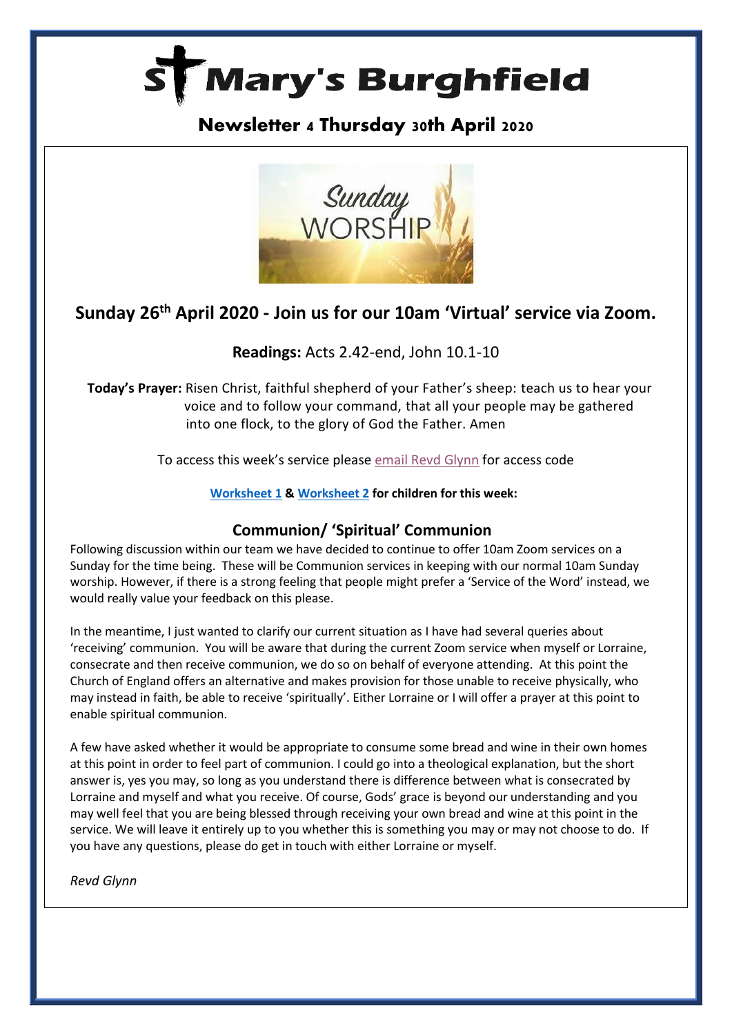# St Mary's Burghfield

## Newsletter 4 Thursday 30th April 2020

## Sunday 26th April 2020 - Join us for our 10am 'Virtual' service via Zoom.

**Readings:** Acts 2.42-end, John 10.1-10

**Today's Prayer:** Risen Christ, faithful shepherd of your Father's sheep: teach us to hear your voice and to follow your command, that all your people may be gathered into one flock, to the glory of God the Father. Amen

To access this week's service please email Revd Glynn for access code

**Worksheet 1 & Worksheet 2 for children for this week:**

### Communion/ 'Spiritual' Communion

Following discussion within our team we have decided to continue to offer 10am Zoom services on a Sunday for the time being. These will be Communion services in keeping with our normal 10am Sunday worship. However, if there is a strong feeling that people might prefer a 'Service of the Word' instead, we would really value your feedback on this please.

In the meantime, I just wanted to clarify our current situation as I have had several queries about 'receiving' communion. You will be aware that during the current Zoom service when myself or Lorraine, consecrate and then receive communion, we do so on behalf of everyone attending. At this point the Church of England offers an alternative and makes provision for those unable to receive physically, who may instead in faith, be able to receive 'spiritually'. Either Lorraine or I will offer a prayer at this point to enable spiritual communion.

A few have asked whether it would be appropriate to consume some bread and wine in their own homes at this point in order to feel part of communion. I could go into a theological explanation, but the short answer is, yes you may, so long as you understand there is difference between what is consecrated by Lorraine and myself and what you receive. Of course, Gods' grace is beyond our understanding and you may well feel that you are being blessed through receiving your own bread and wine at this point in the service. We will leave it entirely up to you whether this is something you may or may not choose to do. If you have any questions, please do get in touch with either Lorraine or myself.

*Revd Glynn*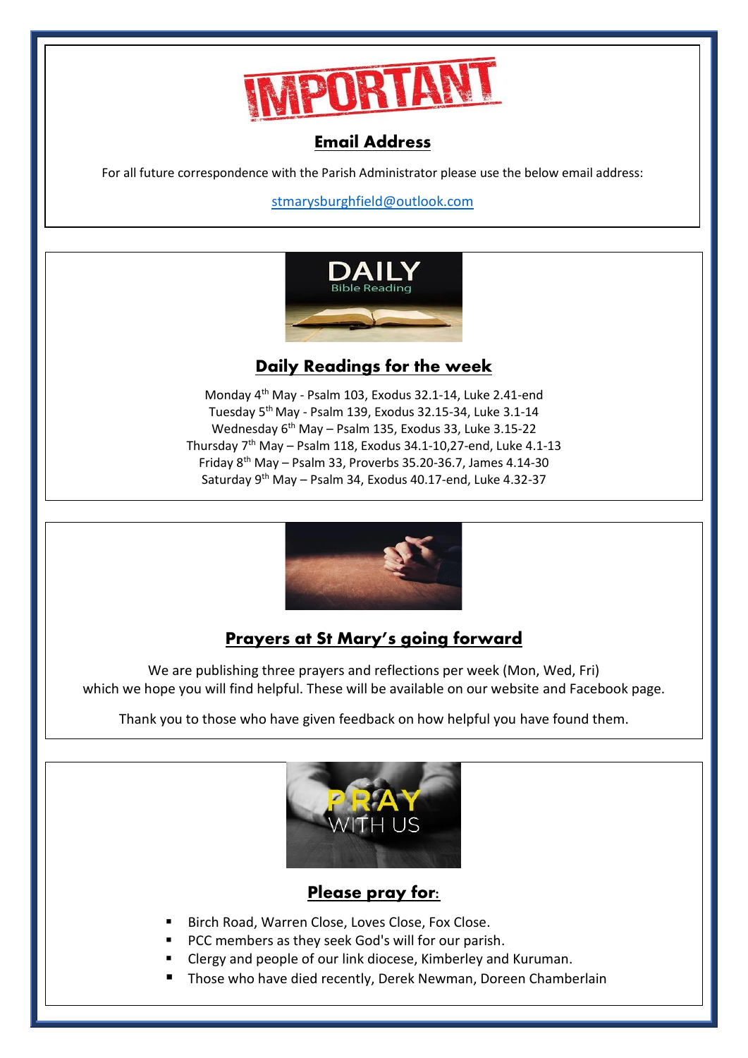IMPORTANT

## Email Address

For all future correspondence with the Parish Administrator please use the below email address:

stmarysburghfield@outlook.com

DAILY
Bible Reading

## Daily Readings for the week

Monday 4th May - Psalm 103, Exodus 32.1-14, Luke 2.41-end
Tuesday 5th May - Psalm 139, Exodus 32.15-34, Luke 3.1-14
Wednesday 6th May – Psalm 135, Exodus 33, Luke 3.15-22
Thursday 7th May – Psalm 118, Exodus 34.1-10,27-end, Luke 4.1-13
Friday 8th May – Psalm 33, Proverbs 35.20-36.7, James 4.14-30
Saturday 9th May – Psalm 34, Exodus 40.17-end, Luke 4.32-37

## Prayers at St Mary's going forward

We are publishing three prayers and reflections per week (Mon, Wed, Fri) which we hope you will find helpful. These will be available on our website and Facebook page.

Thank you to those who have given feedback on how helpful you have found them.

PRAY
WITH US

## Please pray for:

- Birch Road, Warren Close, Loves Close, Fox Close.
- PCC members as they seek God's will for our parish.
- Clergy and people of our link diocese, Kimberley and Kuruman.
- Those who have died recently, Derek Newman, Doreen Chamberlain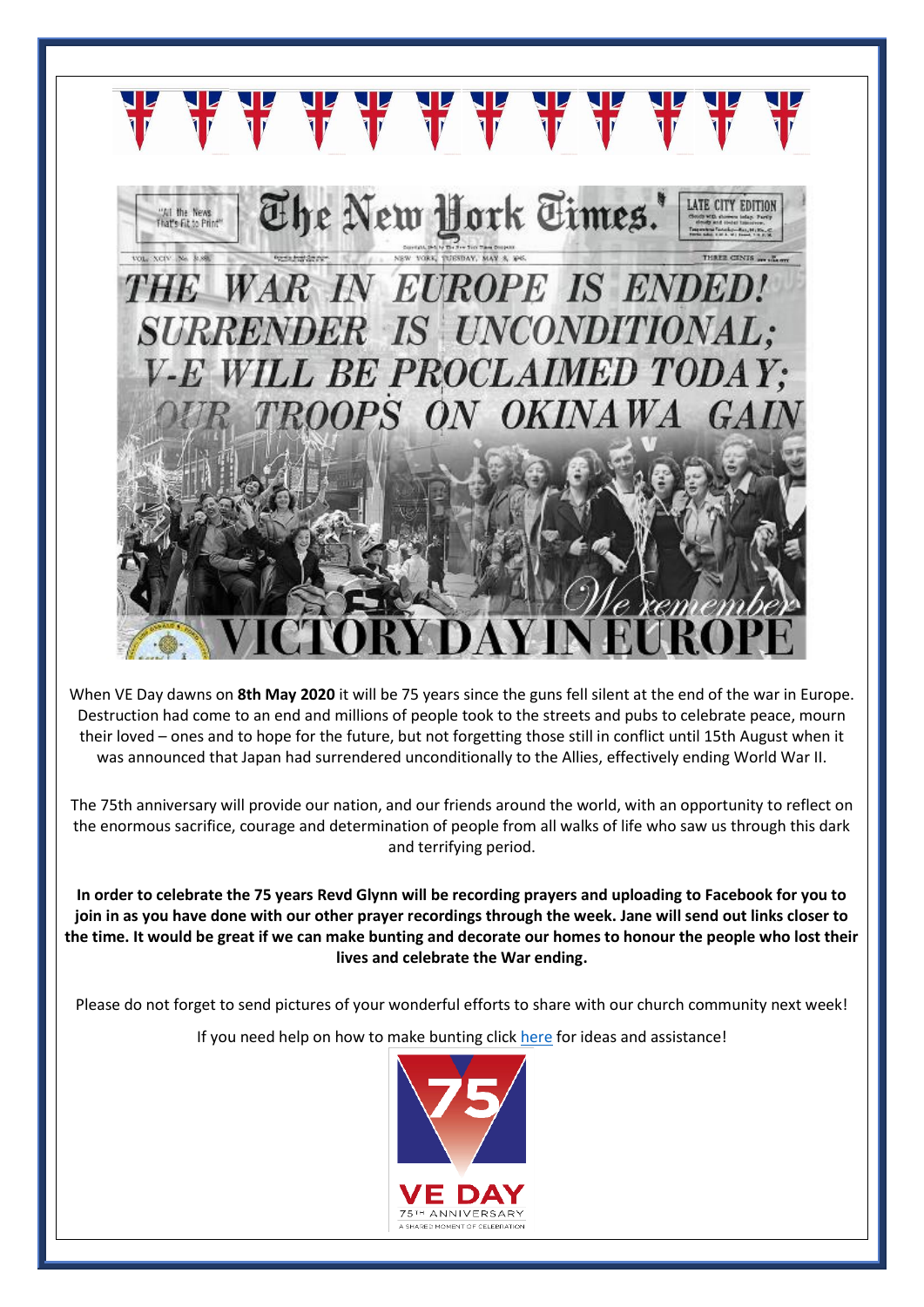When VE Day dawns on **8th May 2020** it will be 75 years since the guns fell silent at the end of the war in Europe. Destruction had come to an end and millions of people took to the streets and pubs to celebrate peace, mourn their loved – ones and to hope for the future, but not forgetting those still in conflict until 15th August when it was announced that Japan had surrendered unconditionally to the Allies, effectively ending World War II.

The 75th anniversary will provide our nation, and our friends around the world, with an opportunity to reflect on the enormous sacrifice, courage and determination of people from all walks of life who saw us through this dark and terrifying period.

**In order to celebrate the 75 years Revd Glynn will be recording prayers and uploading to Facebook for you to join in as you have done with our other prayer recordings through the week. Jane will send out links closer to the time. It would be great if we can make bunting and decorate our homes to honour the people who lost their lives and celebrate the War ending.**

Please do not forget to send pictures of your wonderful efforts to share with our church community next week!

If you need help on how to make bunting click here for ideas and assistance!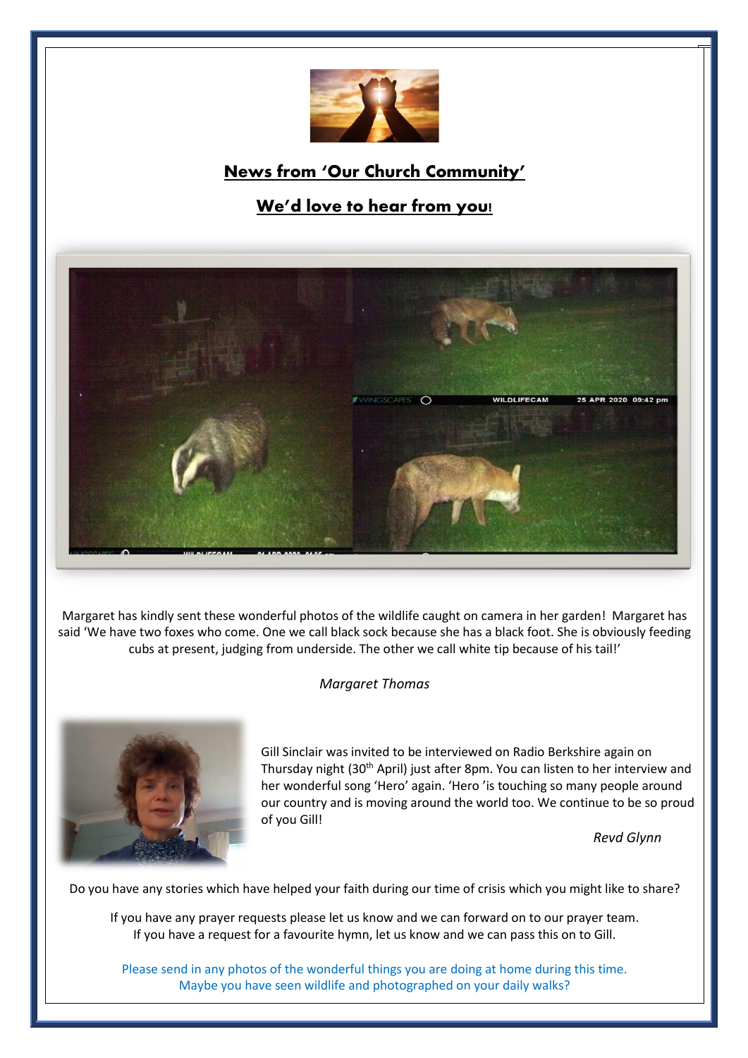## News from 'Our Church Community'

## We'd love to hear from you!

Margaret has kindly sent these wonderful photos of the wildlife caught on camera in her garden! Margaret has said 'We have two foxes who come. One we call black sock because she has a black foot. She is obviously feeding cubs at present, judging from underside. The other we call white tip because of his tail!'

*Margaret Thomas*

Gill Sinclair was invited to be interviewed on Radio Berkshire again on Thursday night (30th April) just after 8pm. You can listen to her interview and her wonderful song 'Hero' again. 'Hero 'is touching so many people around our country and is moving around the world too. We continue to be so proud of you Gill!

*Revd Glynn*

Do you have any stories which have helped your faith during our time of crisis which you might like to share?

If you have any prayer requests please let us know and we can forward on to our prayer team.
If you have a request for a favourite hymn, let us know and we can pass this on to Gill.

Please send in any photos of the wonderful things you are doing at home during this time.
Maybe you have seen wildlife and photographed on your daily walks?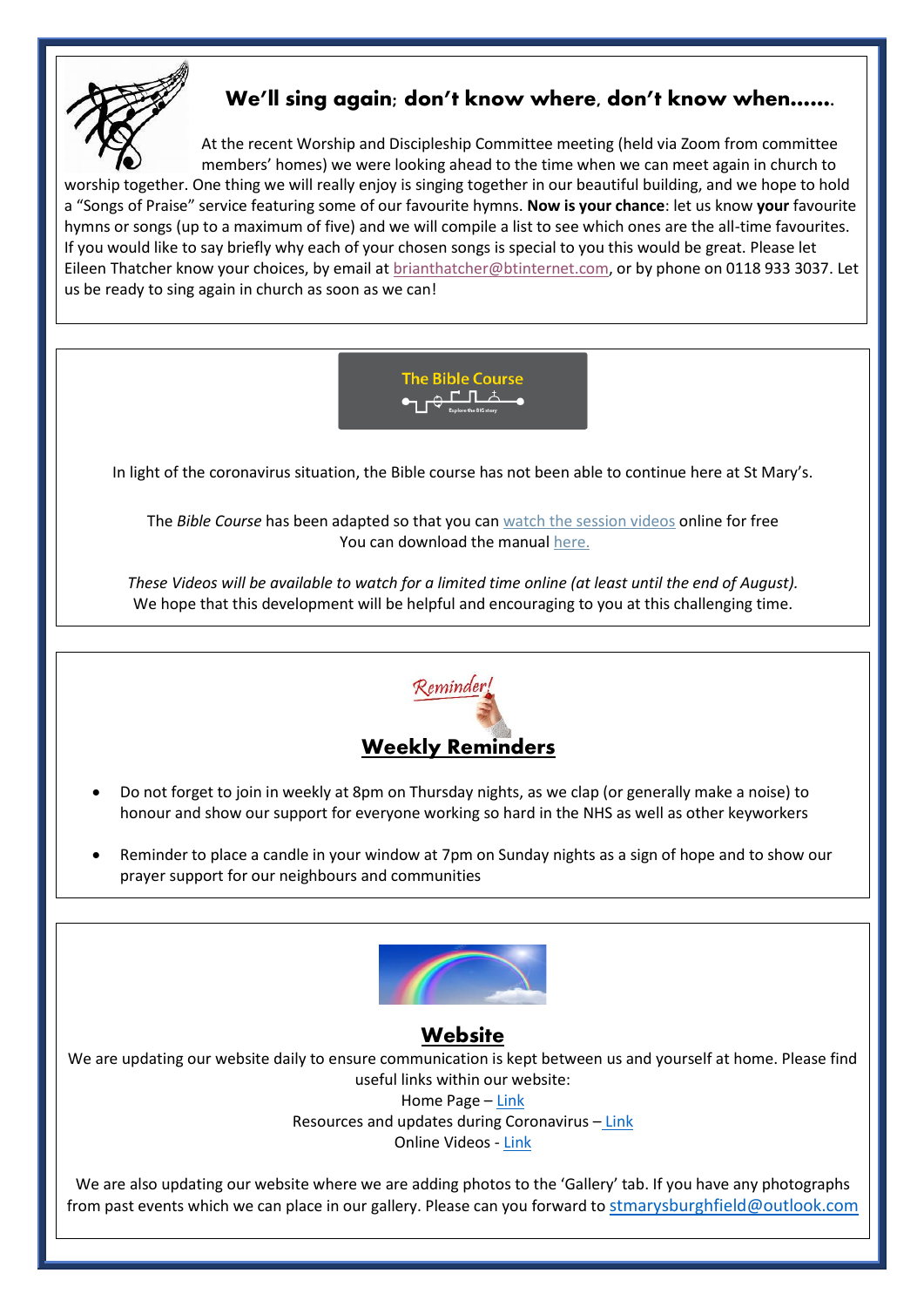## We'll sing again; don't know where, don't know when.......

At the recent Worship and Discipleship Committee meeting (held via Zoom from committee members' homes) we were looking ahead to the time when we can meet again in church to worship together. One thing we will really enjoy is singing together in our beautiful building, and we hope to hold a "Songs of Praise" service featuring some of our favourite hymns. **Now is your chance**: let us know **your** favourite hymns or songs (up to a maximum of five) and we will compile a list to see which ones are the all-time favourites. If you would like to say briefly why each of your chosen songs is special to you this would be great. Please let Eileen Thatcher know your choices, by email at brianthatcher@btinternet.com, or by phone on 0118 933 3037. Let us be ready to sing again in church as soon as we can!

---

The Bible Course

In light of the coronavirus situation, the Bible course has not been able to continue here at St Mary's.

The *Bible Course* has been adapted so that you can watch the session videos online for free
You can download the manual here.

*These Videos will be available to watch for a limited time online (at least until the end of August).*
We hope that this development will be helpful and encouraging to you at this challenging time.

---

Reminder!

## Weekly Reminders

- Do not forget to join in weekly at 8pm on Thursday nights, as we clap (or generally make a noise) to honour and show our support for everyone working so hard in the NHS as well as other keyworkers
- Reminder to place a candle in your window at 7pm on Sunday nights as a sign of hope and to show our prayer support for our neighbours and communities

---

## Website

We are updating our website daily to ensure communication is kept between us and yourself at home. Please find useful links within our website:

Home Page – Link
Resources and updates during Coronavirus – Link
Online Videos - Link

We are also updating our website where we are adding photos to the 'Gallery' tab. If you have any photographs from past events which we can place in our gallery. Please can you forward to stmarysburghfield@outlook.com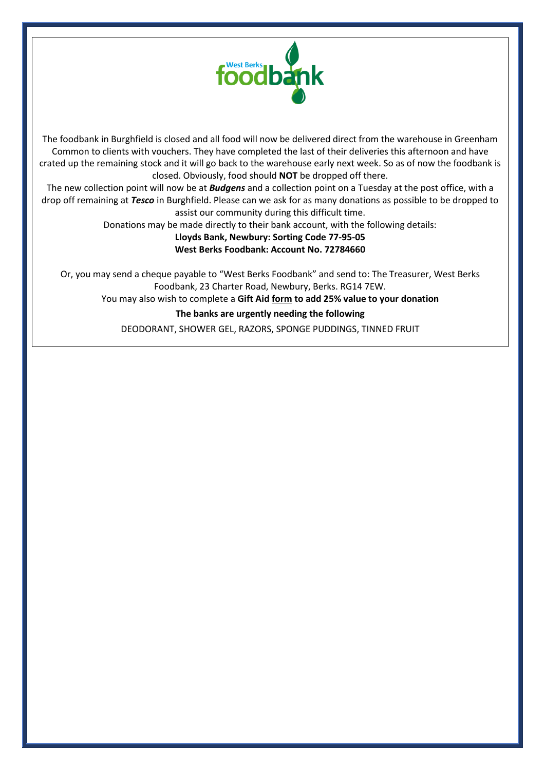West Berks foodbank

The foodbank in Burghfield is closed and all food will now be delivered direct from the warehouse in Greenham Common to clients with vouchers. They have completed the last of their deliveries this afternoon and have crated up the remaining stock and it will go back to the warehouse early next week. So as of now the foodbank is closed. Obviously, food should **NOT** be dropped off there.

The new collection point will now be at ***Budgens*** and a collection point on a Tuesday at the post office, with a drop off remaining at ***Tesco*** in Burghfield. Please can we ask for as many donations as possible to be dropped to assist our community during this difficult time.

Donations may be made directly to their bank account, with the following details:

**Lloyds Bank, Newbury: Sorting Code 77-95-05**
**West Berks Foodbank: Account No. 72784660**

Or, you may send a cheque payable to "West Berks Foodbank" and send to: The Treasurer, West Berks Foodbank, 23 Charter Road, Newbury, Berks. RG14 7EW.

You may also wish to complete a **Gift Aid form to add 25% value to your donation**

**The banks are urgently needing the following**

DEODORANT, SHOWER GEL, RAZORS, SPONGE PUDDINGS, TINNED FRUIT